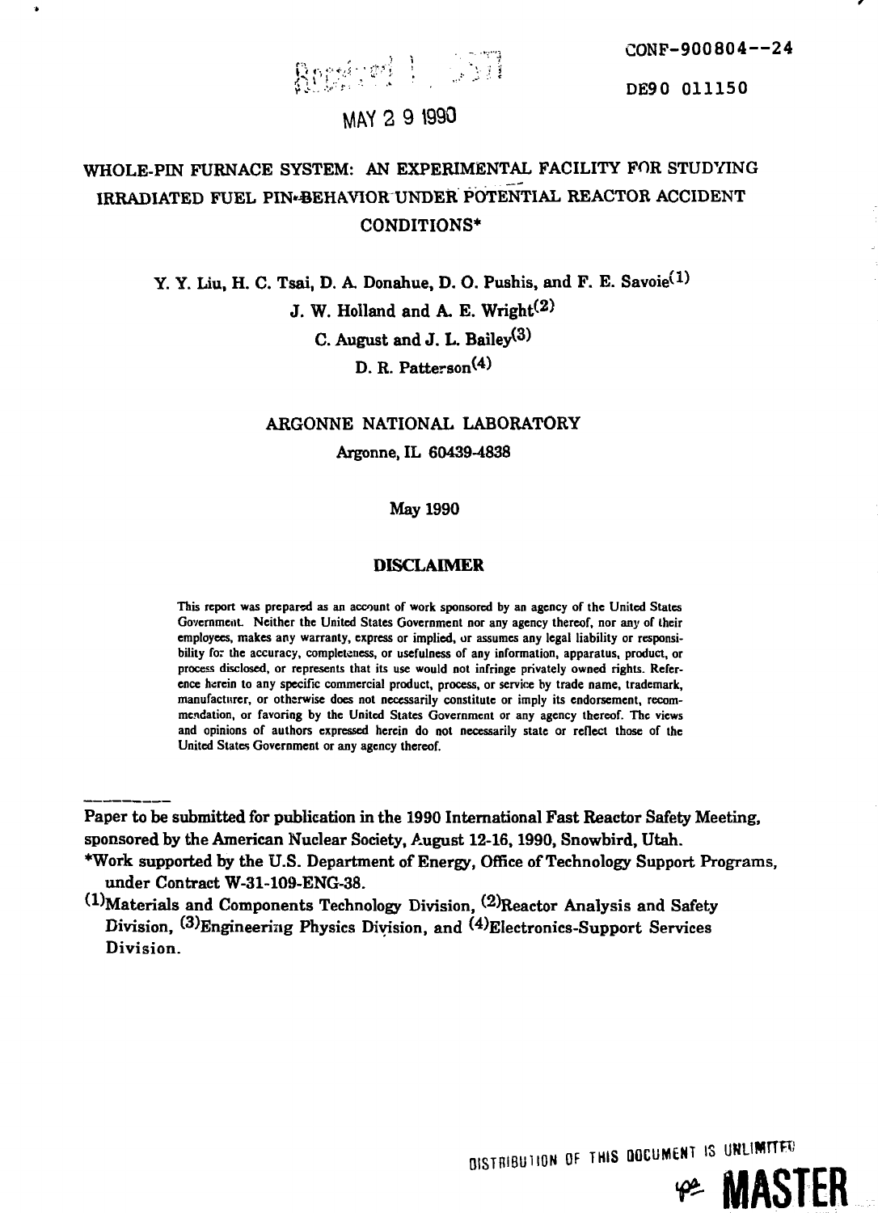CONF-900804--24

DE90 011150

MAY 2 9 1990

# WHOLE-PIN FURNACE SYSTEM: AN EXPERIMENTAL FACILITY FOR STUDYING IRRADIATED FUEL PIN BEHAVIOR UNDER POTENTIAL REACTOR ACCIDENT CONDITIONS*

**Y. Y. Liu, H. C. Tsai, D. A. Donahue, D. O. Pushis, and F. E. Savoie[1]**

**J. W. Holland and A. E. Wright[2]**

**C. August and J. L. Bailey[3]**

**D. R. Patterson[4]**

ARGONNE NATIONAL LABORATORY

Argonne, IL 60439-4838

May 1990

## DISCLAIMER

This report was prepared as an account of work sponsored by an agency of the United States Government. Neither the United States Government nor any agency thereof, nor any of their employees, makes any warranty, express or implied, or assumes any legal liability or responsibility for the accuracy, completeness, or usefulness of any information, apparatus, product, or process disclosed, or represents that its use would not infringe privately owned rights. Reference herein to any specific commercial product, process, or service by trade name, trademark, manufacturer, or otherwise does not necessarily constitute or imply its endorsement, recommendation, or favoring by the United States Government or any agency thereof. The views and opinions of authors expressed herein do not necessarily state or reflect those of the United States Government or any agency thereof.

---

Paper to be submitted for publication in the 1990 International Fast Reactor Safety Meeting, sponsored by the American Nuclear Society, August 12-16, 1990, Snowbird, Utah.

*Work supported by the U.S. Department of Energy, Office of Technology Support Programs, under Contract W-31-109-ENG-38.

[1]Materials and Components Technology Division, [2]Reactor Analysis and Safety Division, [3]Engineering Physics Division, and [4]Electronics-Support Services Division.

DISTRIBUTION OF THIS DOCUMENT IS UNLIMITED

MASTER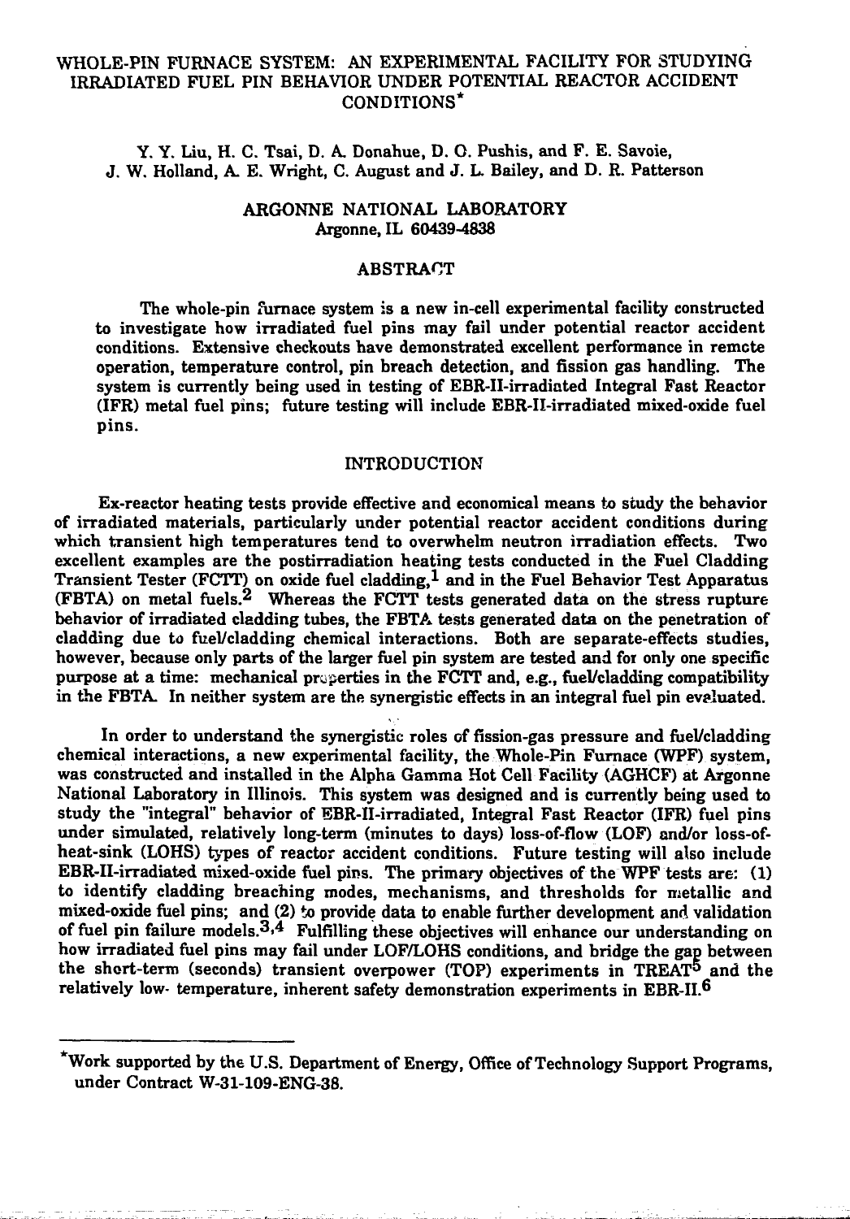# WHOLE-PIN FURNACE SYSTEM: AN EXPERIMENTAL FACILITY FOR STUDYING IRRADIATED FUEL PIN BEHAVIOR UNDER POTENTIAL REACTOR ACCIDENT CONDITIONS*

Y. Y. Liu, H. C. Tsai, D. A. Donahue, D. O. Pushis, and F. E. Savoie, J. W. Holland, A. E. Wright, C. August and J. L. Bailey, and D. R. Patterson

ARGONNE NATIONAL LABORATORY
Argonne, IL 60439-4838

## ABSTRACT

The whole-pin furnace system is a new in-cell experimental facility constructed to investigate how irradiated fuel pins may fail under potential reactor accident conditions. Extensive checkouts have demonstrated excellent performance in remote operation, temperature control, pin breach detection, and fission gas handling. The system is currently being used in testing of EBR-II-irradiated Integral Fast Reactor (IFR) metal fuel pins; future testing will include EBR-II-irradiated mixed-oxide fuel pins.

## INTRODUCTION

Ex-reactor heating tests provide effective and economical means to study the behavior of irradiated materials, particularly under potential reactor accident conditions during which transient high temperatures tend to overwhelm neutron irradiation effects. Two excellent examples are the postirradiation heating tests conducted in the Fuel Cladding Transient Tester (FCTT) on oxide fuel cladding,[1] and in the Fuel Behavior Test Apparatus (FBTA) on metal fuels.[2] Whereas the FCTT tests generated data on the stress rupture behavior of irradiated cladding tubes, the FBTA tests generated data on the penetration of cladding due to fuel/cladding chemical interactions. Both are separate-effects studies, however, because only parts of the larger fuel pin system are tested and for only one specific purpose at a time: mechanical properties in the FCTT and, e.g., fuel/cladding compatibility in the FBTA. In neither system are the synergistic effects in an integral fuel pin evaluated.

In order to understand the synergistic roles of fission-gas pressure and fuel/cladding chemical interactions, a new experimental facility, the Whole-Pin Furnace (WPF) system, was constructed and installed in the Alpha Gamma Hot Cell Facility (AGHCF) at Argonne National Laboratory in Illinois. This system was designed and is currently being used to study the "integral" behavior of EBR-II-irradiated, Integral Fast Reactor (IFR) fuel pins under simulated, relatively long-term (minutes to days) loss-of-flow (LOF) and/or loss-of-heat-sink (LOHS) types of reactor accident conditions. Future testing will also include EBR-II-irradiated mixed-oxide fuel pins. The primary objectives of the WPF tests are: (1) to identify cladding breaching modes, mechanisms, and thresholds for metallic and mixed-oxide fuel pins; and (2) to provide data to enable further development and validation of fuel pin failure models.[3,4] Fulfilling these objectives will enhance our understanding on how irradiated fuel pins may fail under LOF/LOHS conditions, and bridge the gap between the short-term (seconds) transient overpower (TOP) experiments in TREAT[5] and the relatively low- temperature, inherent safety demonstration experiments in EBR-II.[6]

---

*Work supported by the U.S. Department of Energy, Office of Technology Support Programs, under Contract W-31-109-ENG-38.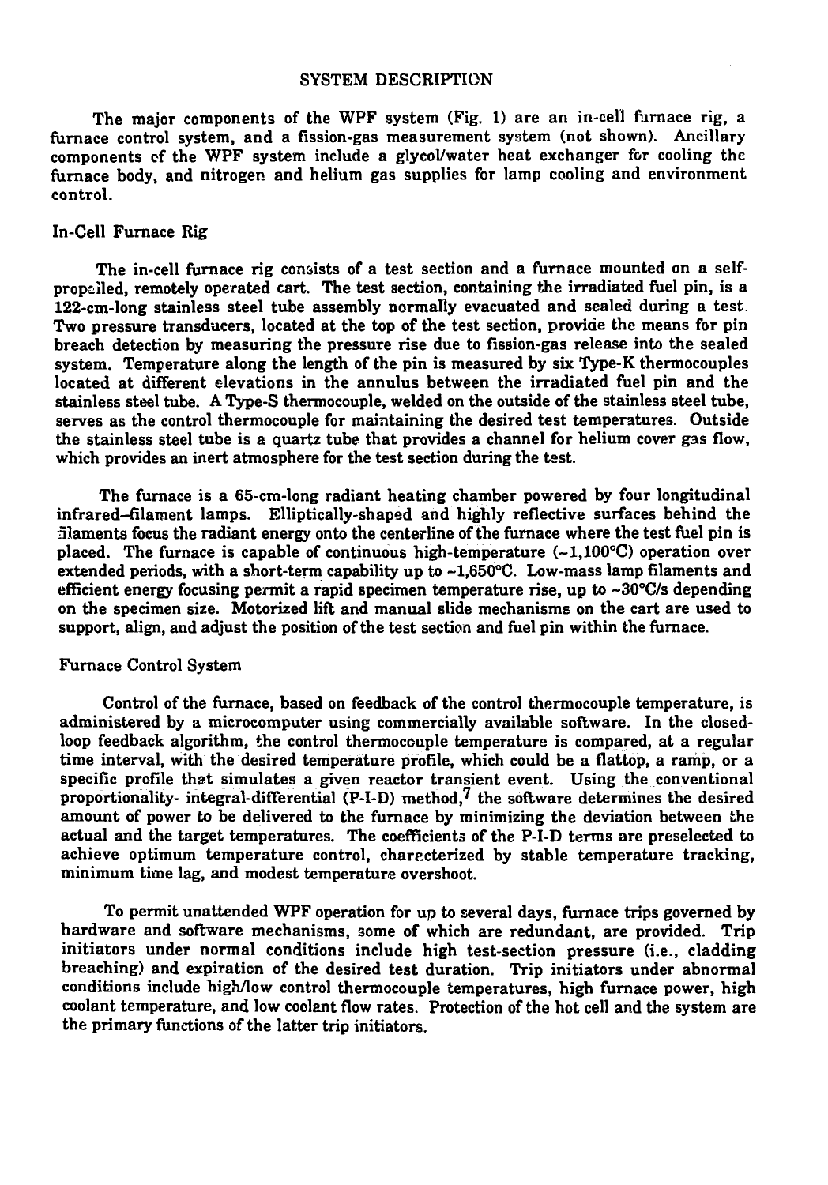## SYSTEM DESCRIPTION

The major components of the WPF system (Fig. 1) are an in-cell furnace rig, a furnace control system, and a fission-gas measurement system (not shown). Ancillary components of the WPF system include a glycol/water heat exchanger for cooling the furnace body, and nitrogen and helium gas supplies for lamp cooling and environment control.

### In-Cell Furnace Rig

The in-cell furnace rig consists of a test section and a furnace mounted on a self-propelled, remotely operated cart. The test section, containing the irradiated fuel pin, is a 122-cm-long stainless steel tube assembly normally evacuated and sealed during a test. Two pressure transducers, located at the top of the test section, provide the means for pin breach detection by measuring the pressure rise due to fission-gas release into the sealed system. Temperature along the length of the pin is measured by six Type-K thermocouples located at different elevations in the annulus between the irradiated fuel pin and the stainless steel tube. A Type-S thermocouple, welded on the outside of the stainless steel tube, serves as the control thermocouple for maintaining the desired test temperatures. Outside the stainless steel tube is a quartz tube that provides a channel for helium cover gas flow, which provides an inert atmosphere for the test section during the test.

The furnace is a 65-cm-long radiant heating chamber powered by four longitudinal infrared–filament lamps. Elliptically-shaped and highly reflective surfaces behind the filaments focus the radiant energy onto the centerline of the furnace where the test fuel pin is placed. The furnace is capable of continuous high-temperature (~1,100°C) operation over extended periods, with a short-term capability up to ~1,650°C. Low-mass lamp filaments and efficient energy focusing permit a rapid specimen temperature rise, up to ~30°C/s depending on the specimen size. Motorized lift and manual slide mechanisms on the cart are used to support, align, and adjust the position of the test section and fuel pin within the furnace.

### Furnace Control System

Control of the furnace, based on feedback of the control thermocouple temperature, is administered by a microcomputer using commercially available software. In the closed-loop feedback algorithm, the control thermocouple temperature is compared, at a regular time interval, with the desired temperature profile, which could be a flattop, a ramp, or a specific profile that simulates a given reactor transient event. Using the conventional proportionality- integral-differential (P-I-D) method,[7] the software determines the desired amount of power to be delivered to the furnace by minimizing the deviation between the actual and the target temperatures. The coefficients of the P-I-D terms are preselected to achieve optimum temperature control, characterized by stable temperature tracking, minimum time lag, and modest temperature overshoot.

To permit unattended WPF operation for up to several days, furnace trips governed by hardware and software mechanisms, some of which are redundant, are provided. Trip initiators under normal conditions include high test-section pressure (i.e., cladding breaching) and expiration of the desired test duration. Trip initiators under abnormal conditions include high/low control thermocouple temperatures, high furnace power, high coolant temperature, and low coolant flow rates. Protection of the hot cell and the system are the primary functions of the latter trip initiators.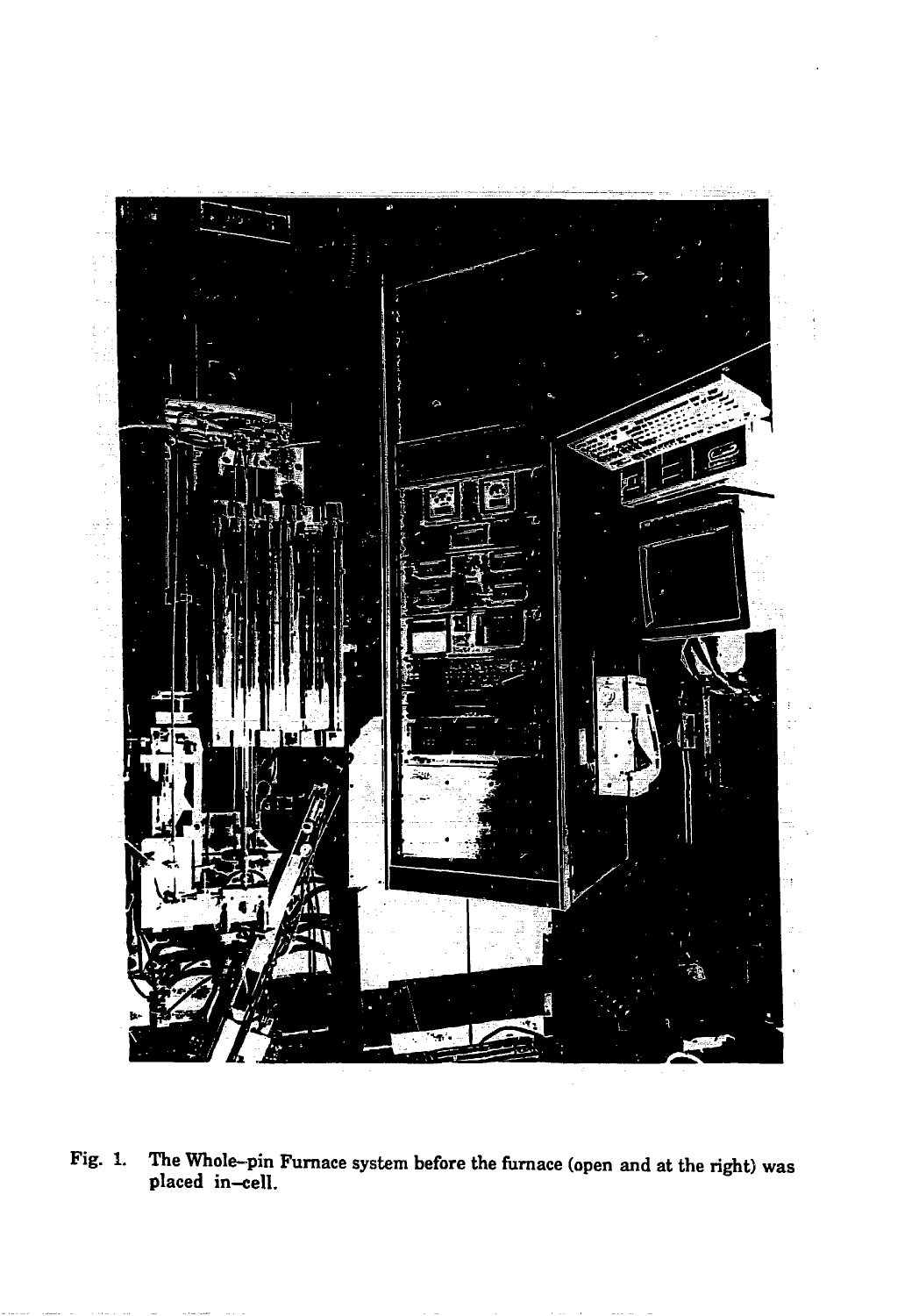Fig. 1. The Whole–pin Furnace system before the furnace (open and at the right) was placed in–cell.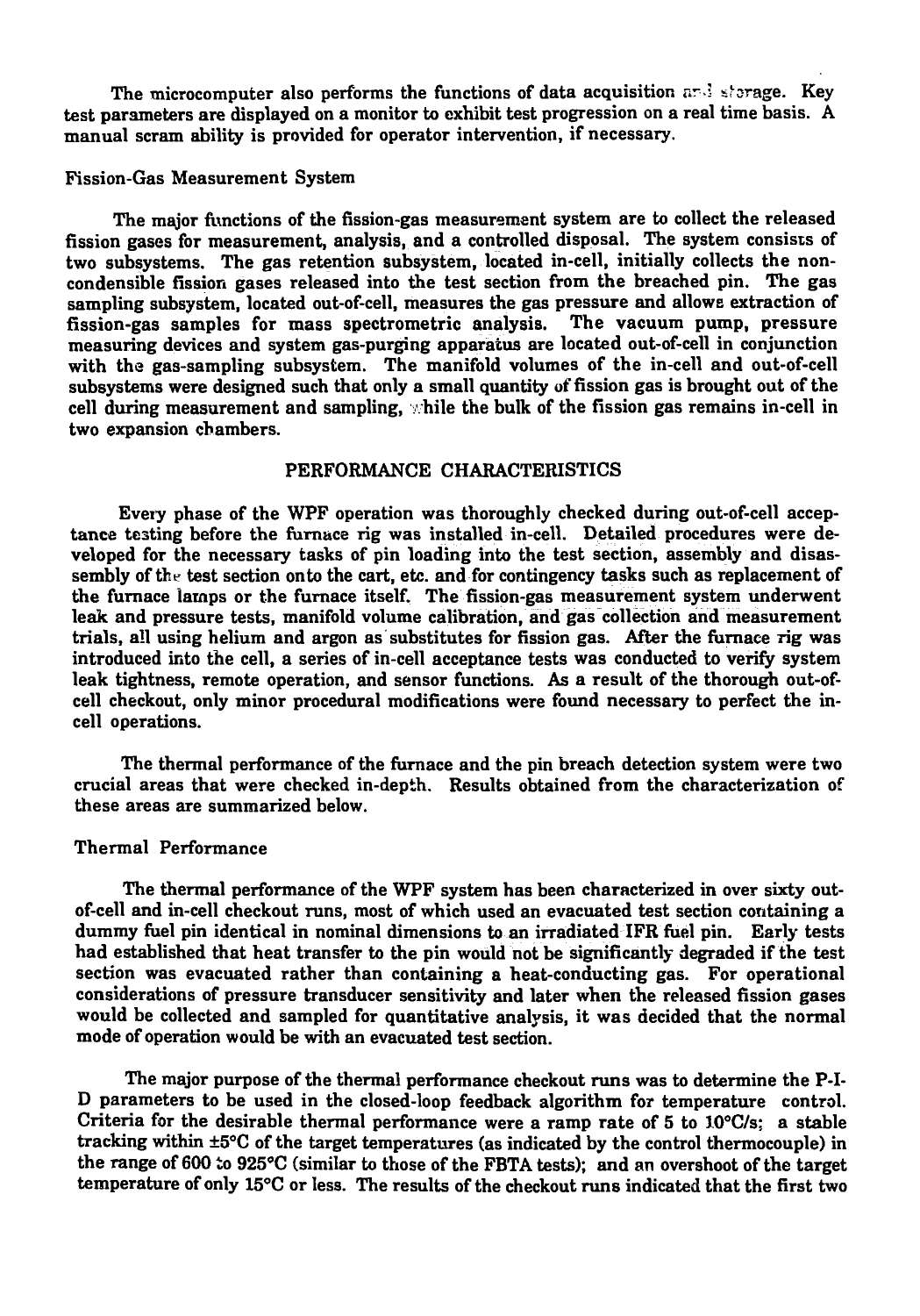The microcomputer also performs the functions of data acquisition and storage. Key test parameters are displayed on a monitor to exhibit test progression on a real time basis. A manual scram ability is provided for operator intervention, if necessary.

### Fission-Gas Measurement System

The major functions of the fission-gas measurement system are to collect the released fission gases for measurement, analysis, and a controlled disposal. The system consists of two subsystems. The gas retention subsystem, located in-cell, initially collects the non-condensible fission gases released into the test section from the breached pin. The gas sampling subsystem, located out-of-cell, measures the gas pressure and allows extraction of fission-gas samples for mass spectrometric analysis. The vacuum pump, pressure measuring devices and system gas-purging apparatus are located out-of-cell in conjunction with the gas-sampling subsystem. The manifold volumes of the in-cell and out-of-cell subsystems were designed such that only a small quantity of fission gas is brought out of the cell during measurement and sampling, while the bulk of the fission gas remains in-cell in two expansion chambers.

## PERFORMANCE CHARACTERISTICS

Every phase of the WPF operation was thoroughly checked during out-of-cell acceptance testing before the furnace rig was installed in-cell. Detailed procedures were developed for the necessary tasks of pin loading into the test section, assembly and disassembly of the test section onto the cart, etc. and for contingency tasks such as replacement of the furnace lamps or the furnace itself. The fission-gas measurement system underwent leak and pressure tests, manifold volume calibration, and gas collection and measurement trials, all using helium and argon as substitutes for fission gas. After the furnace rig was introduced into the cell, a series of in-cell acceptance tests was conducted to verify system leak tightness, remote operation, and sensor functions. As a result of the thorough out-of-cell checkout, only minor procedural modifications were found necessary to perfect the in-cell operations.

The thermal performance of the furnace and the pin breach detection system were two crucial areas that were checked in-depth. Results obtained from the characterization of these areas are summarized below.

### Thermal Performance

The thermal performance of the WPF system has been characterized in over sixty out-of-cell and in-cell checkout runs, most of which used an evacuated test section containing a dummy fuel pin identical in nominal dimensions to an irradiated IFR fuel pin. Early tests had established that heat transfer to the pin would not be significantly degraded if the test section was evacuated rather than containing a heat-conducting gas. For operational considerations of pressure transducer sensitivity and later when the released fission gases would be collected and sampled for quantitative analysis, it was decided that the normal mode of operation would be with an evacuated test section.

The major purpose of the thermal performance checkout runs was to determine the P-I-D parameters to be used in the closed-loop feedback algorithm for temperature control. Criteria for the desirable thermal performance were a ramp rate of 5 to 10°C/s; a stable tracking within ±5°C of the target temperatures (as indicated by the control thermocouple) in the range of 600 to 925°C (similar to those of the FBTA tests); and an overshoot of the target temperature of only 15°C or less. The results of the checkout runs indicated that the first two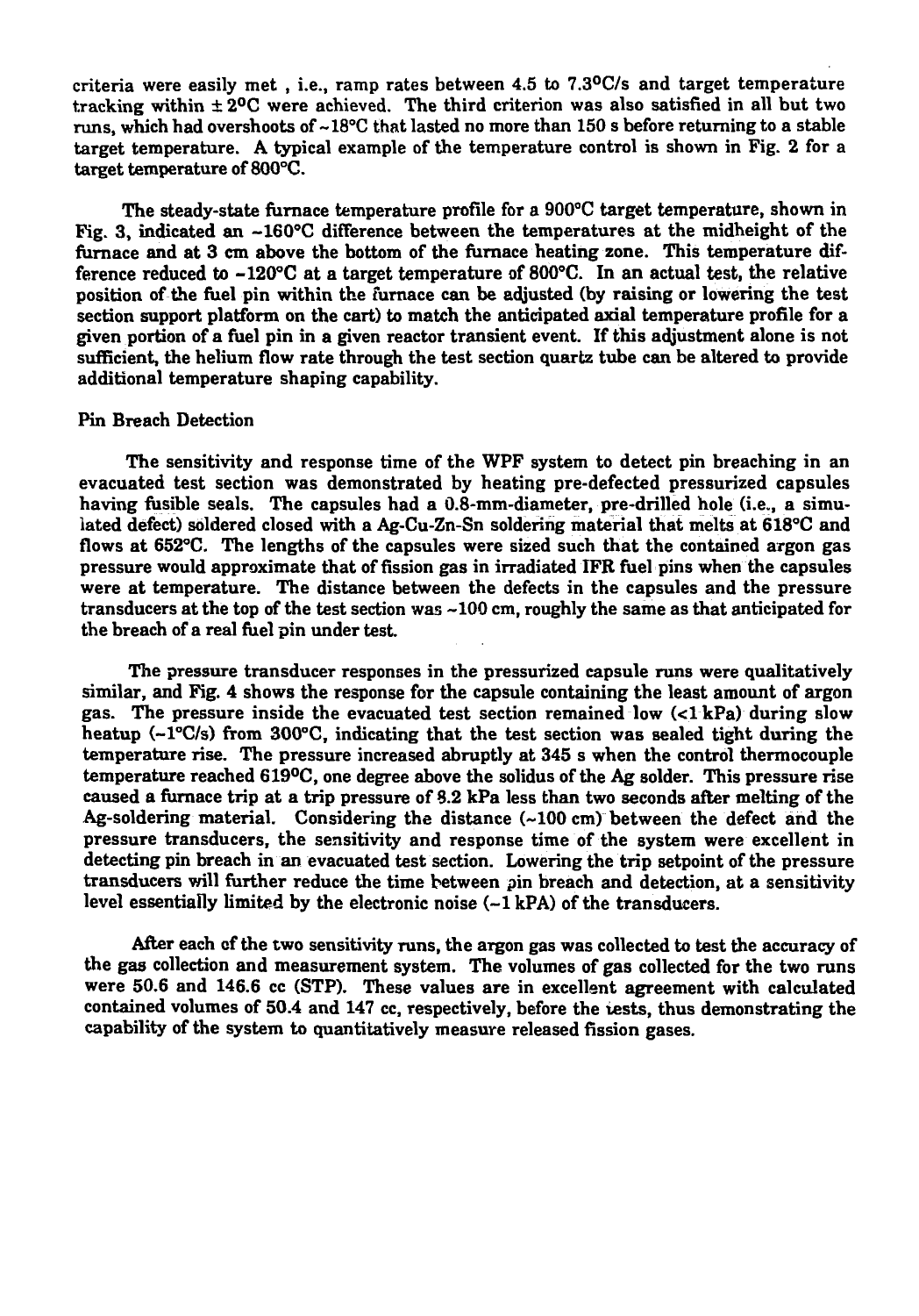criteria were easily met , i.e., ramp rates between 4.5 to 7.3°C/s and target temperature tracking within ± 2°C were achieved. The third criterion was also satisfied in all but two runs, which had overshoots of ~18°C that lasted no more than 150 s before returning to a stable target temperature. A typical example of the temperature control is shown in Fig. 2 for a target temperature of 800°C.

The steady-state furnace temperature profile for a 900°C target temperature, shown in Fig. 3, indicated an ~160°C difference between the temperatures at the midheight of the furnace and at 3 cm above the bottom of the furnace heating zone. This temperature difference reduced to ~120°C at a target temperature of 800°C. In an actual test, the relative position of the fuel pin within the furnace can be adjusted (by raising or lowering the test section support platform on the cart) to match the anticipated axial temperature profile for a given portion of a fuel pin in a given reactor transient event. If this adjustment alone is not sufficient, the helium flow rate through the test section quartz tube can be altered to provide additional temperature shaping capability.

## Pin Breach Detection

The sensitivity and response time of the WPF system to detect pin breaching in an evacuated test section was demonstrated by heating pre-defected pressurized capsules having fusible seals. The capsules had a 0.8-mm-diameter, pre-drilled hole (i.e., a simulated defect) soldered closed with a Ag-Cu-Zn-Sn soldering material that melts at 618°C and flows at 652°C. The lengths of the capsules were sized such that the contained argon gas pressure would approximate that of fission gas in irradiated IFR fuel pins when the capsules were at temperature. The distance between the defects in the capsules and the pressure transducers at the top of the test section was ~100 cm, roughly the same as that anticipated for the breach of a real fuel pin under test.

The pressure transducer responses in the pressurized capsule runs were qualitatively similar, and Fig. 4 shows the response for the capsule containing the least amount of argon gas. The pressure inside the evacuated test section remained low (<1 kPa) during slow heatup (~1°C/s) from 300°C, indicating that the test section was sealed tight during the temperature rise. The pressure increased abruptly at 345 s when the control thermocouple temperature reached 619°C, one degree above the solidus of the Ag solder. This pressure rise caused a furnace trip at a trip pressure of 8.2 kPa less than two seconds after melting of the Ag-soldering material. Considering the distance (~100 cm) between the defect and the pressure transducers, the sensitivity and response time of the system were excellent in detecting pin breach in an evacuated test section. Lowering the trip setpoint of the pressure transducers will further reduce the time between pin breach and detection, at a sensitivity level essentially limited by the electronic noise (~1 kPA) of the transducers.

After each of the two sensitivity runs, the argon gas was collected to test the accuracy of the gas collection and measurement system. The volumes of gas collected for the two runs were 50.6 and 146.6 cc (STP). These values are in excellent agreement with calculated contained volumes of 50.4 and 147 cc, respectively, before the tests, thus demonstrating the capability of the system to quantitatively measure released fission gases.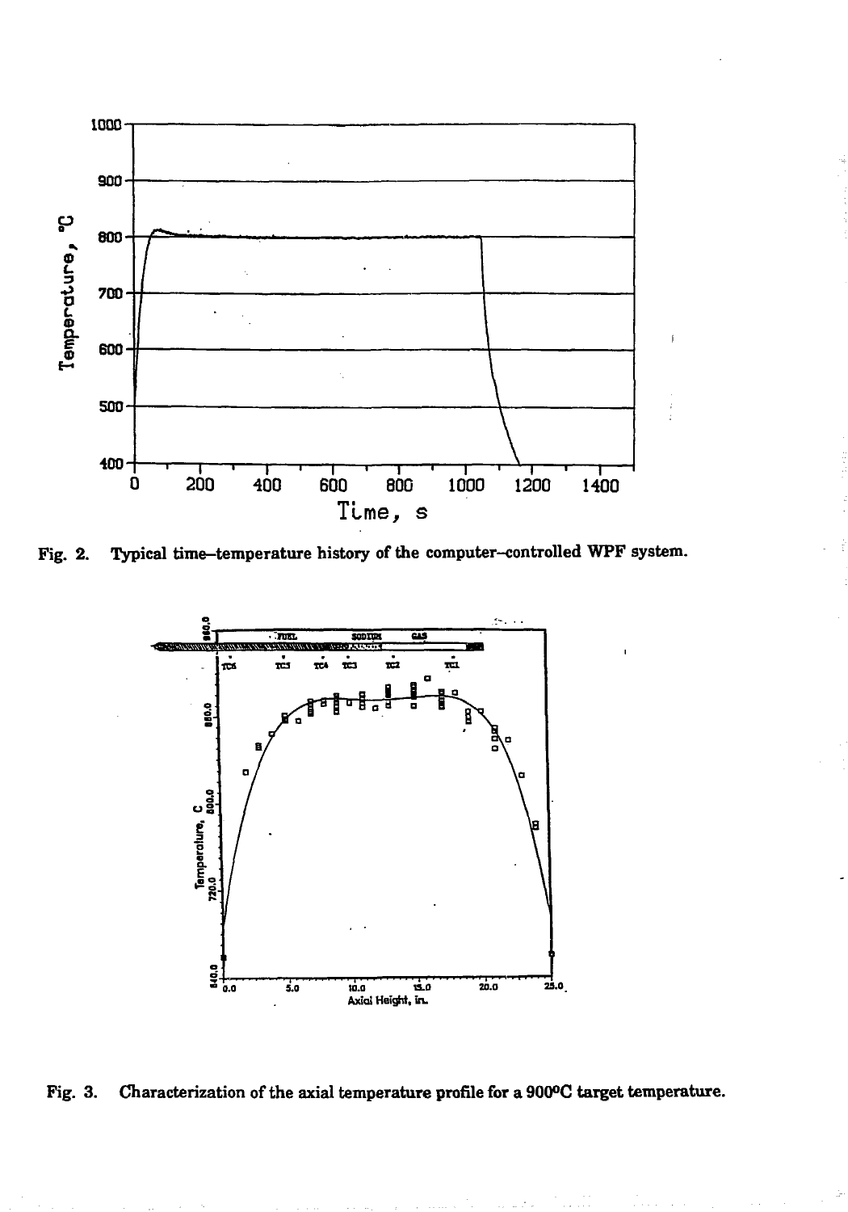Fig. 2. Typical time–temperature history of the computer-controlled WPF system.

Fig. 3. Characterization of the axial temperature profile for a 900°C target temperature.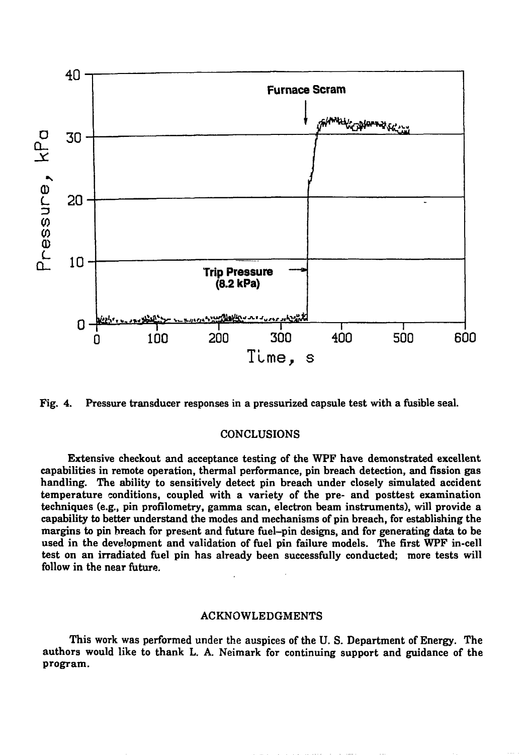Fig. 4. Pressure transducer responses in a pressurized capsule test with a fusible seal.

## CONCLUSIONS

Extensive checkout and acceptance testing of the WPF have demonstrated excellent capabilities in remote operation, thermal performance, pin breach detection, and fission gas handling. The ability to sensitively detect pin breach under closely simulated accident temperature conditions, coupled with a variety of the pre- and posttest examination techniques (e.g., pin profilometry, gamma scan, electron beam instruments), will provide a capability to better understand the modes and mechanisms of pin breach, for establishing the margins to pin breach for present and future fuel–pin designs, and for generating data to be used in the development and validation of fuel pin failure models. The first WPF in-cell test on an irradiated fuel pin has already been successfully conducted; more tests will follow in the near future.

## ACKNOWLEDGMENTS

This work was performed under the auspices of the U. S. Department of Energy. The authors would like to thank L. A. Neimark for continuing support and guidance of the program.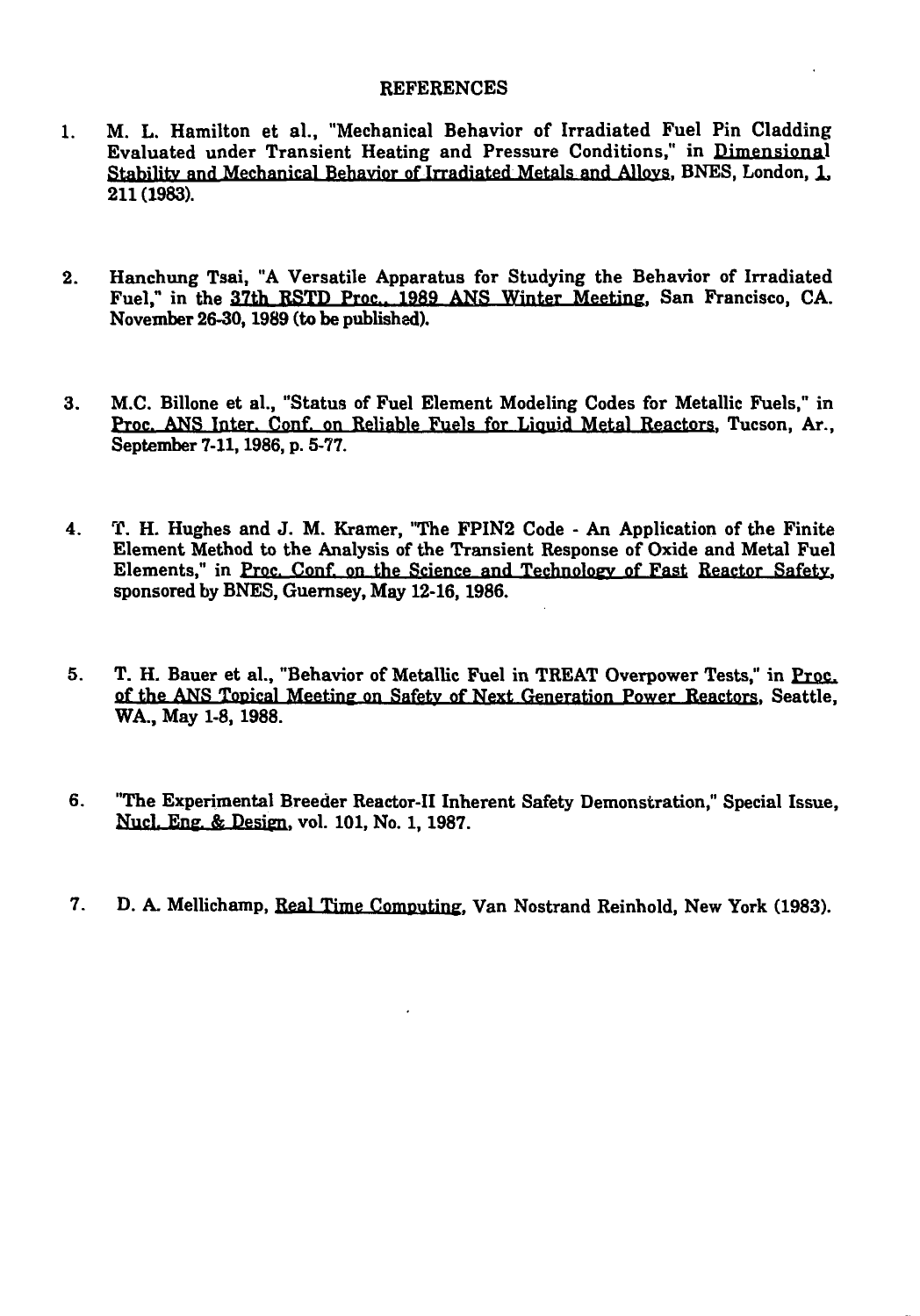## REFERENCES

1. M. L. Hamilton et al., "Mechanical Behavior of Irradiated Fuel Pin Cladding Evaluated under Transient Heating and Pressure Conditions," in Dimensional Stability and Mechanical Behavior of Irradiated Metals and Alloys, BNES, London, 1, 211 (1983).

2. Hanchung Tsai, "A Versatile Apparatus for Studying the Behavior of Irradiated Fuel," in the 37th RSTD Proc., 1989 ANS Winter Meeting, San Francisco, CA. November 26-30, 1989 (to be published).

3. M.C. Billone et al., "Status of Fuel Element Modeling Codes for Metallic Fuels," in Proc. ANS Inter. Conf. on Reliable Fuels for Liquid Metal Reactors, Tucson, Ar., September 7-11, 1986, p. 5-77.

4. T. H. Hughes and J. M. Kramer, "The FPIN2 Code - An Application of the Finite Element Method to the Analysis of the Transient Response of Oxide and Metal Fuel Elements," in Proc. Conf. on the Science and Technology of Fast Reactor Safety, sponsored by BNES, Guernsey, May 12-16, 1986.

5. T. H. Bauer et al., "Behavior of Metallic Fuel in TREAT Overpower Tests," in Proc. of the ANS Topical Meeting on Safety of Next Generation Power Reactors, Seattle, WA., May 1-8, 1988.

6. "The Experimental Breeder Reactor-II Inherent Safety Demonstration," Special Issue, Nucl. Eng. & Design, vol. 101, No. 1, 1987.

7. D. A. Mellichamp, Real Time Computing, Van Nostrand Reinhold, New York (1983).